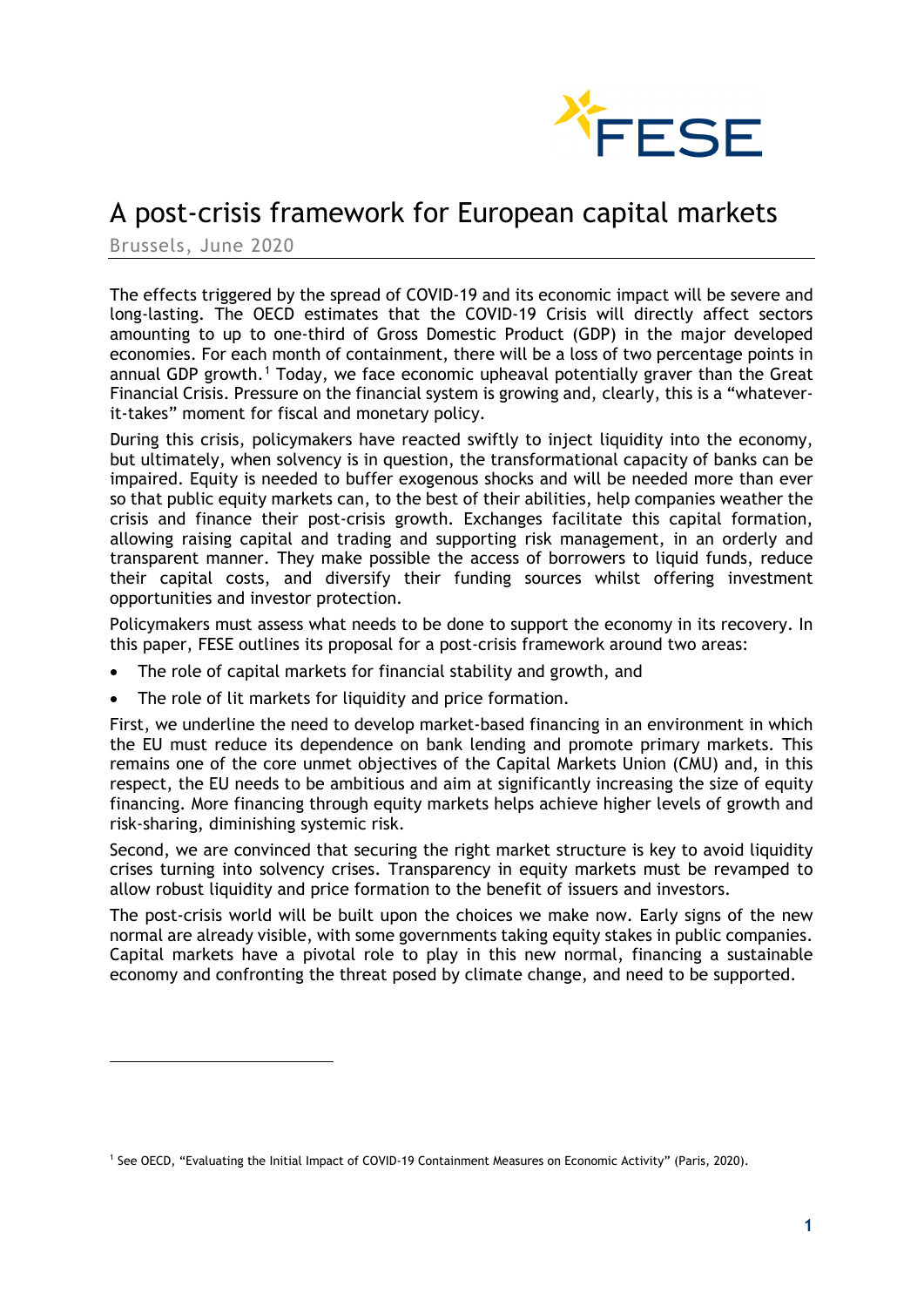# A post-crisis framework for European capital markets

Brussels, June 2020

The effects triggered by the spread of COVID-19 and its economic impact will be severe and long-lasting. The OECD estimates that the COVID-19 Crisis will directly affect sectors amounting to up to one-third of Gross Domestic Product (GDP) in the major developed economies. For each month of containment, there will be a loss of two percentage points in annual GDP growth.[1] Today, we face economic upheaval potentially graver than the Great Financial Crisis. Pressure on the financial system is growing and, clearly, this is a "whatever-it-takes" moment for fiscal and monetary policy.

During this crisis, policymakers have reacted swiftly to inject liquidity into the economy, but ultimately, when solvency is in question, the transformational capacity of banks can be impaired. Equity is needed to buffer exogenous shocks and will be needed more than ever so that public equity markets can, to the best of their abilities, help companies weather the crisis and finance their post-crisis growth. Exchanges facilitate this capital formation, allowing raising capital and trading and supporting risk management, in an orderly and transparent manner. They make possible the access of borrowers to liquid funds, reduce their capital costs, and diversify their funding sources whilst offering investment opportunities and investor protection.

Policymakers must assess what needs to be done to support the economy in its recovery. In this paper, FESE outlines its proposal for a post-crisis framework around two areas:

- The role of capital markets for financial stability and growth, and
- The role of lit markets for liquidity and price formation.

First, we underline the need to develop market-based financing in an environment in which the EU must reduce its dependence on bank lending and promote primary markets. This remains one of the core unmet objectives of the Capital Markets Union (CMU) and, in this respect, the EU needs to be ambitious and aim at significantly increasing the size of equity financing. More financing through equity markets helps achieve higher levels of growth and risk-sharing, diminishing systemic risk.

Second, we are convinced that securing the right market structure is key to avoid liquidity crises turning into solvency crises. Transparency in equity markets must be revamped to allow robust liquidity and price formation to the benefit of issuers and investors.

The post-crisis world will be built upon the choices we make now. Early signs of the new normal are already visible, with some governments taking equity stakes in public companies. Capital markets have a pivotal role to play in this new normal, financing a sustainable economy and confronting the threat posed by climate change, and need to be supported.

[1] See OECD, "Evaluating the Initial Impact of COVID-19 Containment Measures on Economic Activity" (Paris, 2020).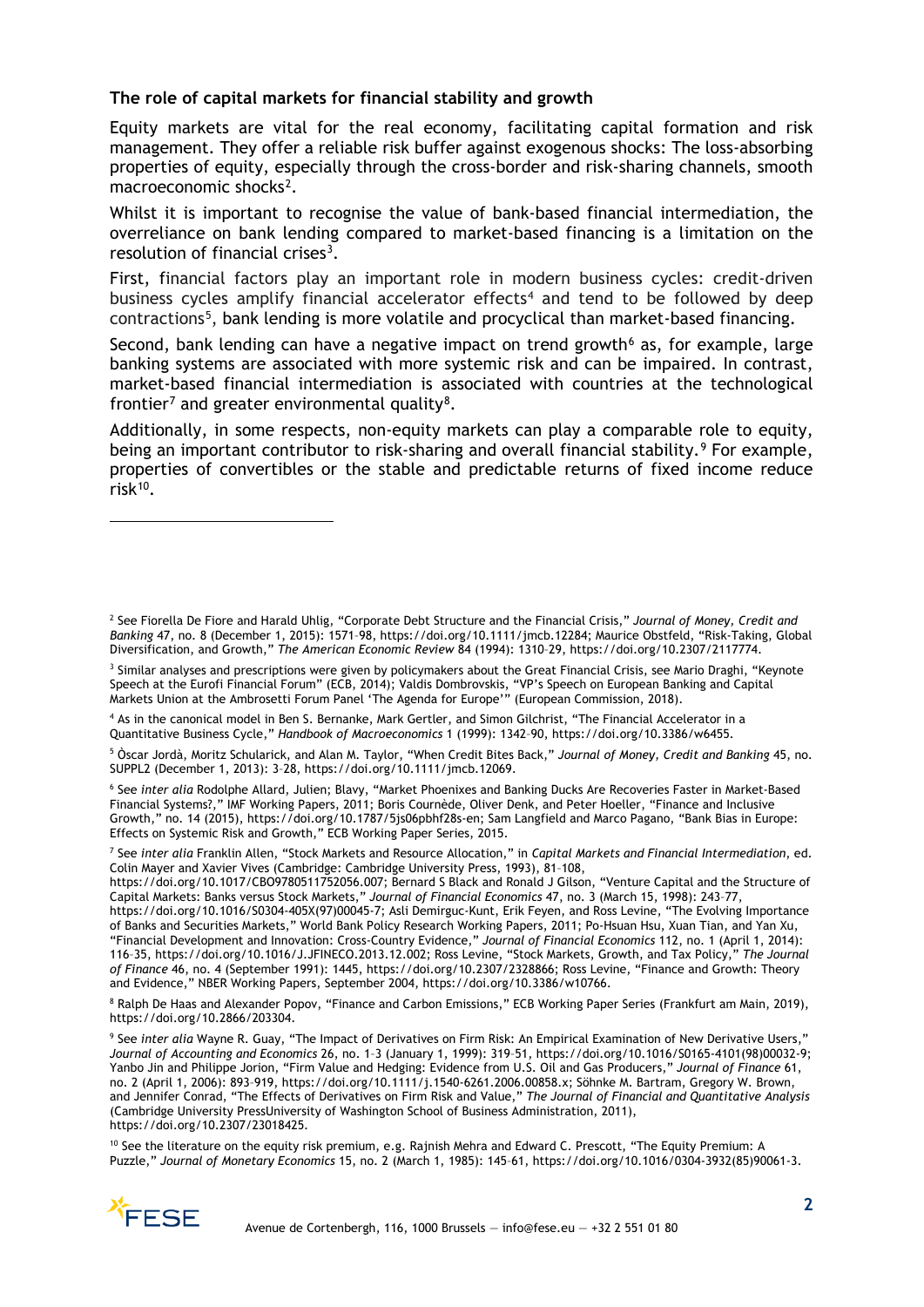**The role of capital markets for financial stability and growth**

Equity markets are vital for the real economy, facilitating capital formation and risk management. They offer a reliable risk buffer against exogenous shocks: The loss-absorbing properties of equity, especially through the cross-border and risk-sharing channels, smooth macroeconomic shocks[2].

Whilst it is important to recognise the value of bank-based financial intermediation, the overreliance on bank lending compared to market-based financing is a limitation on the resolution of financial crises[3].

First, financial factors play an important role in modern business cycles: credit-driven business cycles amplify financial accelerator effects[4] and tend to be followed by deep contractions[5], bank lending is more volatile and procyclical than market-based financing.

Second, bank lending can have a negative impact on trend growth[6] as, for example, large banking systems are associated with more systemic risk and can be impaired. In contrast, market-based financial intermediation is associated with countries at the technological frontier[7] and greater environmental quality[8].

Additionally, in some respects, non-equity markets can play a comparable role to equity, being an important contributor to risk-sharing and overall financial stability.[9] For example, properties of convertibles or the stable and predictable returns of fixed income reduce risk[10].

---

[2] See Fiorella De Fiore and Harald Uhlig, "Corporate Debt Structure and the Financial Crisis," *Journal of Money, Credit and Banking* 47, no. 8 (December 1, 2015): 1571–98, https://doi.org/10.1111/jmcb.12284; Maurice Obstfeld, "Risk-Taking, Global Diversification, and Growth," *The American Economic Review* 84 (1994): 1310–29, https://doi.org/10.2307/2117774.

[3] Similar analyses and prescriptions were given by policymakers about the Great Financial Crisis, see Mario Draghi, "Keynote Speech at the Eurofi Financial Forum" (ECB, 2014); Valdis Dombrovskis, "VP's Speech on European Banking and Capital Markets Union at the Ambrosetti Forum Panel 'The Agenda for Europe'" (European Commission, 2018).

[4] As in the canonical model in Ben S. Bernanke, Mark Gertler, and Simon Gilchrist, "The Financial Accelerator in a Quantitative Business Cycle," *Handbook of Macroeconomics* 1 (1999): 1342–90, https://doi.org/10.3386/w6455.

[5] Òscar Jordà, Moritz Schularick, and Alan M. Taylor, "When Credit Bites Back," *Journal of Money, Credit and Banking* 45, no. SUPPL2 (December 1, 2013): 3–28, https://doi.org/10.1111/jmcb.12069.

[6] See *inter alia* Rodolphe Allard, Julien; Blavy, "Market Phoenixes and Banking Ducks Are Recoveries Faster in Market-Based Financial Systems?," IMF Working Papers, 2011; Boris Cournède, Oliver Denk, and Peter Hoeller, "Finance and Inclusive Growth," no. 14 (2015), https://doi.org/10.1787/5js06pbhf28s-en; Sam Langfield and Marco Pagano, "Bank Bias in Europe: Effects on Systemic Risk and Growth," ECB Working Paper Series, 2015.

[7] See *inter alia* Franklin Allen, "Stock Markets and Resource Allocation," in *Capital Markets and Financial Intermediation*, ed. Colin Mayer and Xavier Vives (Cambridge: Cambridge University Press, 1993), 81–108, https://doi.org/10.1017/CBO9780511752056.007; Bernard S Black and Ronald J Gilson, "Venture Capital and the Structure of Capital Markets: Banks versus Stock Markets," *Journal of Financial Economics* 47, no. 3 (March 15, 1998): 243–77, https://doi.org/10.1016/S0304-405X(97)00045-7; Asli Demirguc-Kunt, Erik Feyen, and Ross Levine, "The Evolving Importance of Banks and Securities Markets," World Bank Policy Research Working Papers, 2011; Po-Hsuan Hsu, Xuan Tian, and Yan Xu, "Financial Development and Innovation: Cross-Country Evidence," *Journal of Financial Economics* 112, no. 1 (April 1, 2014): 116–35, https://doi.org/10.1016/J.JFINECO.2013.12.002; Ross Levine, "Stock Markets, Growth, and Tax Policy," *The Journal of Finance* 46, no. 4 (September 1991): 1445, https://doi.org/10.2307/2328866; Ross Levine, "Finance and Growth: Theory and Evidence," NBER Working Papers, September 2004, https://doi.org/10.3386/w10766.

[8] Ralph De Haas and Alexander Popov, "Finance and Carbon Emissions," ECB Working Paper Series (Frankfurt am Main, 2019), https://doi.org/10.2866/203304.

[9] See *inter alia* Wayne R. Guay, "The Impact of Derivatives on Firm Risk: An Empirical Examination of New Derivative Users," *Journal of Accounting and Economics* 26, no. 1–3 (January 1, 1999): 319–51, https://doi.org/10.1016/S0165-4101(98)00032-9; Yanbo Jin and Philippe Jorion, "Firm Value and Hedging: Evidence from U.S. Oil and Gas Producers," *Journal of Finance* 61, no. 2 (April 1, 2006): 893–919, https://doi.org/10.1111/j.1540-6261.2006.00858.x; Söhnke M. Bartram, Gregory W. Brown, and Jennifer Conrad, "The Effects of Derivatives on Firm Risk and Value," *The Journal of Financial and Quantitative Analysis* (Cambridge University PressUniversity of Washington School of Business Administration, 2011), https://doi.org/10.2307/23018425.

[10] See the literature on the equity risk premium, e.g. Rajnish Mehra and Edward C. Prescott, "The Equity Premium: A Puzzle," *Journal of Monetary Economics* 15, no. 2 (March 1, 1985): 145–61, https://doi.org/10.1016/0304-3932(85)90061-3.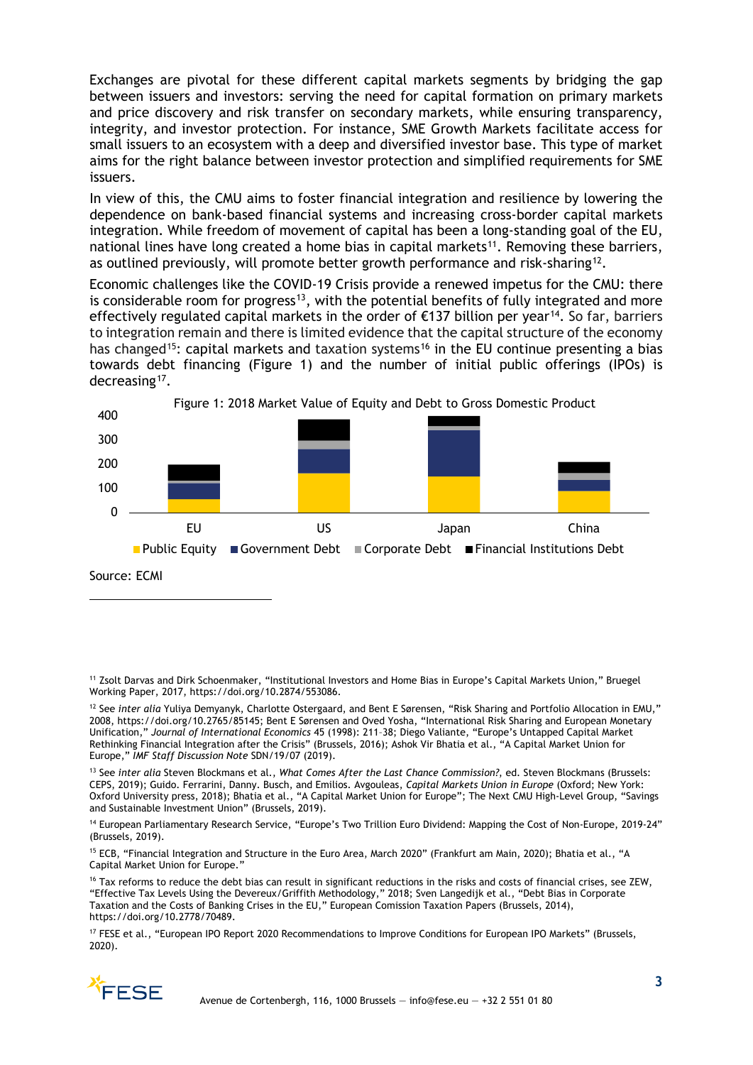Exchanges are pivotal for these different capital markets segments by bridging the gap between issuers and investors: serving the need for capital formation on primary markets and price discovery and risk transfer on secondary markets, while ensuring transparency, integrity, and investor protection. For instance, SME Growth Markets facilitate access for small issuers to an ecosystem with a deep and diversified investor base. This type of market aims for the right balance between investor protection and simplified requirements for SME issuers.

In view of this, the CMU aims to foster financial integration and resilience by lowering the dependence on bank-based financial systems and increasing cross-border capital markets integration. While freedom of movement of capital has been a long-standing goal of the EU, national lines have long created a home bias in capital markets[11]. Removing these barriers, as outlined previously, will promote better growth performance and risk-sharing[12].

Economic challenges like the COVID-19 Crisis provide a renewed impetus for the CMU: there is considerable room for progress[13], with the potential benefits of fully integrated and more effectively regulated capital markets in the order of €137 billion per year[14]. So far, barriers to integration remain and there is limited evidence that the capital structure of the economy has changed[15]: capital markets and taxation systems[16] in the EU continue presenting a bias towards debt financing (Figure 1) and the number of initial public offerings (IPOs) is decreasing[17].

Figure 1: 2018 Market Value of Equity and Debt to Gross Domestic Product

Source: ECMI

[11] Zsolt Darvas and Dirk Schoenmaker, "Institutional Investors and Home Bias in Europe's Capital Markets Union," Bruegel Working Paper, 2017, https://doi.org/10.2874/553086.

[12] See *inter alia* Yuliya Demyanyk, Charlotte Ostergaard, and Bent E Sørensen, "Risk Sharing and Portfolio Allocation in EMU," 2008, https://doi.org/10.2765/85145; Bent E Sørensen and Oved Yosha, "International Risk Sharing and European Monetary Unification," *Journal of International Economics* 45 (1998): 211–38; Diego Valiante, "Europe's Untapped Capital Market Rethinking Financial Integration after the Crisis" (Brussels, 2016); Ashok Vir Bhatia et al., "A Capital Market Union for Europe," *IMF Staff Discussion Note* SDN/19/07 (2019).

[13] See *inter alia* Steven Blockmans et al., *What Comes After the Last Chance Commission?*, ed. Steven Blockmans (Brussels: CEPS, 2019); Guido. Ferrarini, Danny. Busch, and Emilios. Avgouleas, *Capital Markets Union in Europe* (Oxford; New York: Oxford University press, 2018); Bhatia et al., "A Capital Market Union for Europe"; The Next CMU High-Level Group, "Savings and Sustainable Investment Union" (Brussels, 2019).

[14] European Parliamentary Research Service, "Europe's Two Trillion Euro Dividend: Mapping the Cost of Non-Europe, 2019-24" (Brussels, 2019).

[15] ECB, "Financial Integration and Structure in the Euro Area, March 2020" (Frankfurt am Main, 2020); Bhatia et al., "A Capital Market Union for Europe."

[16] Tax reforms to reduce the debt bias can result in significant reductions in the risks and costs of financial crises, see ZEW, "Effective Tax Levels Using the Devereux/Griffith Methodology," 2018; Sven Langedijk et al., "Debt Bias in Corporate Taxation and the Costs of Banking Crises in the EU," European Comission Taxation Papers (Brussels, 2014), https://doi.org/10.2778/70489.

[17] FESE et al., "European IPO Report 2020 Recommendations to Improve Conditions for European IPO Markets" (Brussels, 2020).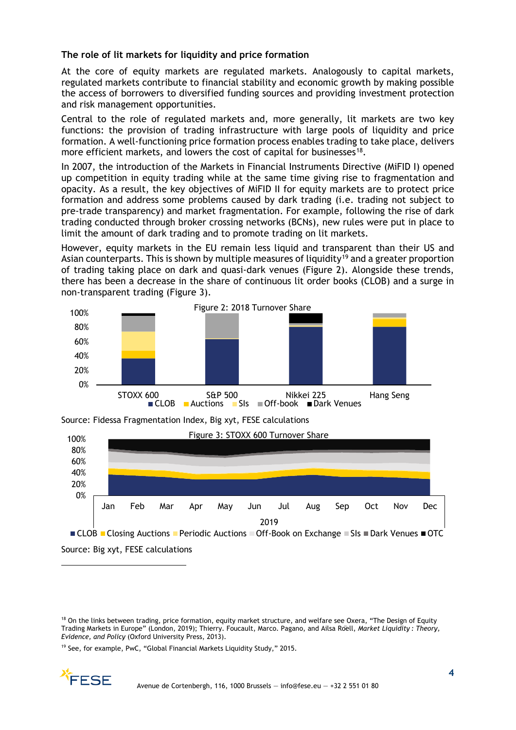### The role of lit markets for liquidity and price formation

At the core of equity markets are regulated markets. Analogously to capital markets, regulated markets contribute to financial stability and economic growth by making possible the access of borrowers to diversified funding sources and providing investment protection and risk management opportunities.

Central to the role of regulated markets and, more generally, lit markets are two key functions: the provision of trading infrastructure with large pools of liquidity and price formation. A well-functioning price formation process enables trading to take place, delivers more efficient markets, and lowers the cost of capital for businesses[18].

In 2007, the introduction of the Markets in Financial Instruments Directive (MiFID I) opened up competition in equity trading while at the same time giving rise to fragmentation and opacity. As a result, the key objectives of MiFID II for equity markets are to protect price formation and address some problems caused by dark trading (i.e. trading not subject to pre-trade transparency) and market fragmentation. For example, following the rise of dark trading conducted through broker crossing networks (BCNs), new rules were put in place to limit the amount of dark trading and to promote trading on lit markets.

However, equity markets in the EU remain less liquid and transparent than their US and Asian counterparts. This is shown by multiple measures of liquidity[19] and a greater proportion of trading taking place on dark and quasi-dark venues (Figure 2). Alongside these trends, there has been a decrease in the share of continuous lit order books (CLOB) and a surge in non-transparent trading (Figure 3).

Figure 2: 2018 Turnover Share

Source: Fidessa Fragmentation Index, Big xyt, FESE calculations

Figure 3: STOXX 600 Turnover Share

Source: Big xyt, FESE calculations

---

[18] On the links between trading, price formation, equity market structure, and welfare see Oxera, "The Design of Equity Trading Markets in Europe" (London, 2019); Thierry. Foucault, Marco. Pagano, and Ailsa Roëll, *Market Liquidity : Theory, Evidence, and Policy* (Oxford University Press, 2013).

[19] See, for example, PwC, "Global Financial Markets Liquidity Study," 2015.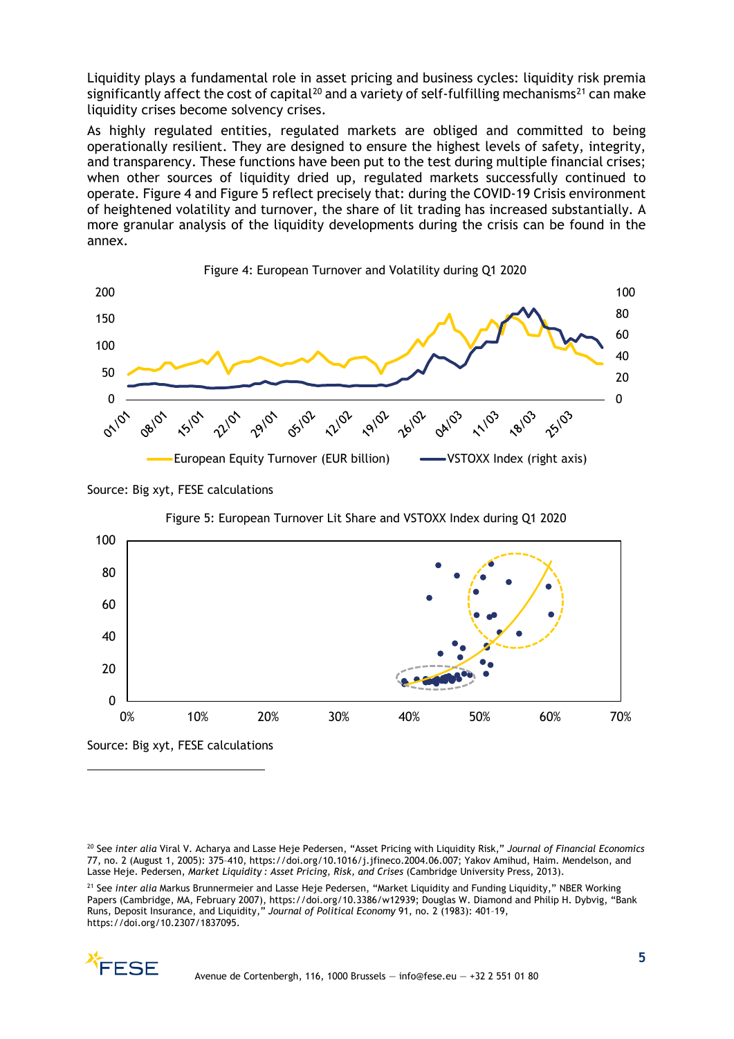Liquidity plays a fundamental role in asset pricing and business cycles: liquidity risk premia significantly affect the cost of capital[20] and a variety of self-fulfilling mechanisms[21] can make liquidity crises become solvency crises.

As highly regulated entities, regulated markets are obliged and committed to being operationally resilient. They are designed to ensure the highest levels of safety, integrity, and transparency. These functions have been put to the test during multiple financial crises; when other sources of liquidity dried up, regulated markets successfully continued to operate. Figure 4 and Figure 5 reflect precisely that: during the COVID-19 Crisis environment of heightened volatility and turnover, the share of lit trading has increased substantially. A more granular analysis of the liquidity developments during the crisis can be found in the annex.

Figure 4: European Turnover and Volatility during Q1 2020

Source: Big xyt, FESE calculations

Figure 5: European Turnover Lit Share and VSTOXX Index during Q1 2020

Source: Big xyt, FESE calculations

---

[20] See *inter alia* Viral V. Acharya and Lasse Heje Pedersen, "Asset Pricing with Liquidity Risk," *Journal of Financial Economics* 77, no. 2 (August 1, 2005): 375–410, https://doi.org/10.1016/j.jfineco.2004.06.007; Yakov Amihud, Haim. Mendelson, and Lasse Heje. Pedersen, *Market Liquidity : Asset Pricing, Risk, and Crises* (Cambridge University Press, 2013).

[21] See *inter alia* Markus Brunnermeier and Lasse Heje Pedersen, "Market Liquidity and Funding Liquidity," NBER Working Papers (Cambridge, MA, February 2007), https://doi.org/10.3386/w12939; Douglas W. Diamond and Philip H. Dybvig, "Bank Runs, Deposit Insurance, and Liquidity," *Journal of Political Economy* 91, no. 2 (1983): 401–19, https://doi.org/10.2307/1837095.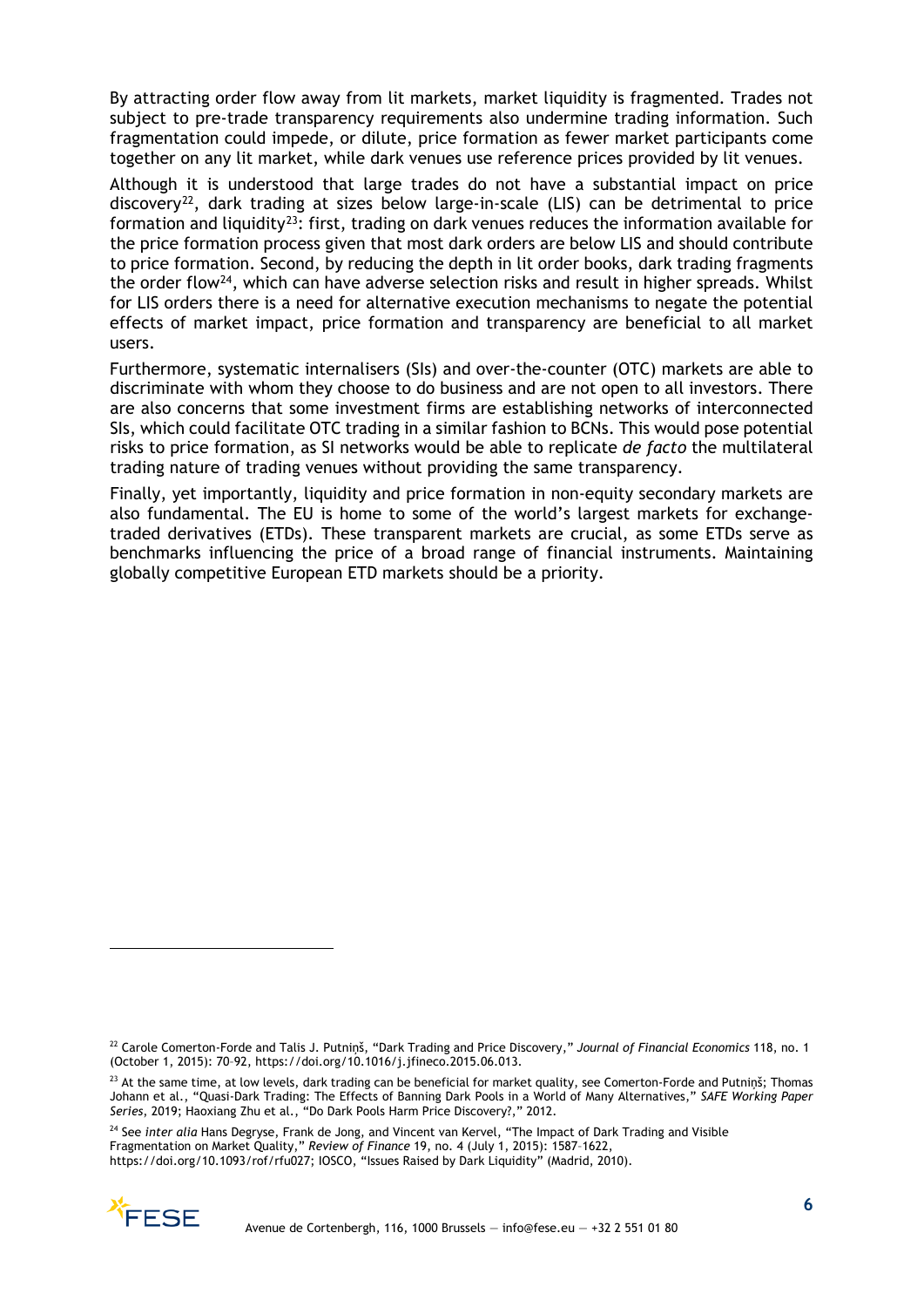By attracting order flow away from lit markets, market liquidity is fragmented. Trades not subject to pre-trade transparency requirements also undermine trading information. Such fragmentation could impede, or dilute, price formation as fewer market participants come together on any lit market, while dark venues use reference prices provided by lit venues.

Although it is understood that large trades do not have a substantial impact on price discovery[22], dark trading at sizes below large-in-scale (LIS) can be detrimental to price formation and liquidity[23]: first, trading on dark venues reduces the information available for the price formation process given that most dark orders are below LIS and should contribute to price formation. Second, by reducing the depth in lit order books, dark trading fragments the order flow[24], which can have adverse selection risks and result in higher spreads. Whilst for LIS orders there is a need for alternative execution mechanisms to negate the potential effects of market impact, price formation and transparency are beneficial to all market users.

Furthermore, systematic internalisers (SIs) and over-the-counter (OTC) markets are able to discriminate with whom they choose to do business and are not open to all investors. There are also concerns that some investment firms are establishing networks of interconnected SIs, which could facilitate OTC trading in a similar fashion to BCNs. This would pose potential risks to price formation, as SI networks would be able to replicate *de facto* the multilateral trading nature of trading venues without providing the same transparency.

Finally, yet importantly, liquidity and price formation in non-equity secondary markets are also fundamental. The EU is home to some of the world's largest markets for exchange-traded derivatives (ETDs). These transparent markets are crucial, as some ETDs serve as benchmarks influencing the price of a broad range of financial instruments. Maintaining globally competitive European ETD markets should be a priority.

---

[22] Carole Comerton-Forde and Talis J. Putniņš, "Dark Trading and Price Discovery," *Journal of Financial Economics* 118, no. 1 (October 1, 2015): 70–92, https://doi.org/10.1016/j.jfineco.2015.06.013.

[23] At the same time, at low levels, dark trading can be beneficial for market quality, see Comerton-Forde and Putniņš; Thomas Johann et al., "Quasi-Dark Trading: The Effects of Banning Dark Pools in a World of Many Alternatives," *SAFE Working Paper Series*, 2019; Haoxiang Zhu et al., "Do Dark Pools Harm Price Discovery?," 2012.

[24] See *inter alia* Hans Degryse, Frank de Jong, and Vincent van Kervel, "The Impact of Dark Trading and Visible Fragmentation on Market Quality," *Review of Finance* 19, no. 4 (July 1, 2015): 1587–1622, https://doi.org/10.1093/rof/rfu027; IOSCO, "Issues Raised by Dark Liquidity" (Madrid, 2010).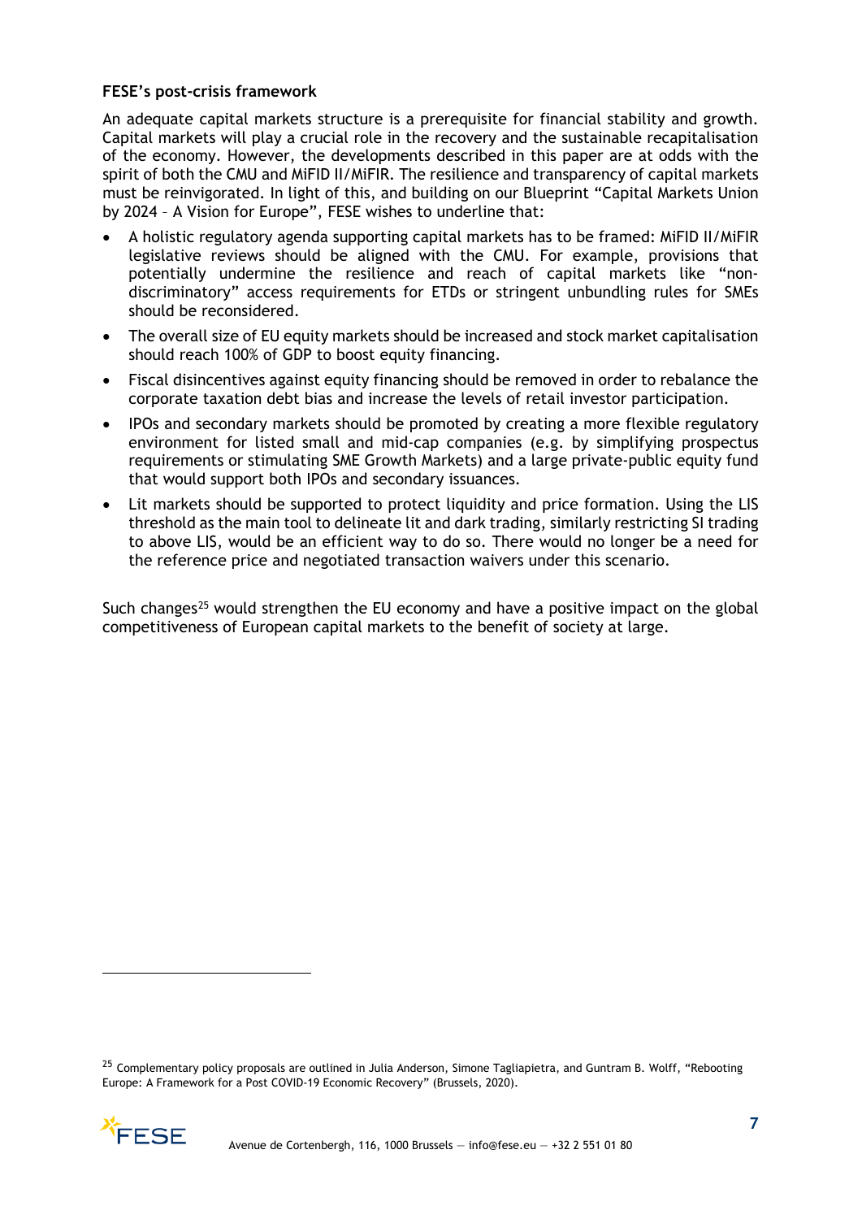**FESE's post-crisis framework**

An adequate capital markets structure is a prerequisite for financial stability and growth. Capital markets will play a crucial role in the recovery and the sustainable recapitalisation of the economy. However, the developments described in this paper are at odds with the spirit of both the CMU and MiFID II/MiFIR. The resilience and transparency of capital markets must be reinvigorated. In light of this, and building on our Blueprint "Capital Markets Union by 2024 – A Vision for Europe", FESE wishes to underline that:

- A holistic regulatory agenda supporting capital markets has to be framed: MiFID II/MiFIR legislative reviews should be aligned with the CMU. For example, provisions that potentially undermine the resilience and reach of capital markets like "non-discriminatory" access requirements for ETDs or stringent unbundling rules for SMEs should be reconsidered.
- The overall size of EU equity markets should be increased and stock market capitalisation should reach 100% of GDP to boost equity financing.
- Fiscal disincentives against equity financing should be removed in order to rebalance the corporate taxation debt bias and increase the levels of retail investor participation.
- IPOs and secondary markets should be promoted by creating a more flexible regulatory environment for listed small and mid-cap companies (e.g. by simplifying prospectus requirements or stimulating SME Growth Markets) and a large private-public equity fund that would support both IPOs and secondary issuances.
- Lit markets should be supported to protect liquidity and price formation. Using the LIS threshold as the main tool to delineate lit and dark trading, similarly restricting SI trading to above LIS, would be an efficient way to do so. There would no longer be a need for the reference price and negotiated transaction waivers under this scenario.

Such changes[25] would strengthen the EU economy and have a positive impact on the global competitiveness of European capital markets to the benefit of society at large.

[25] Complementary policy proposals are outlined in Julia Anderson, Simone Tagliapietra, and Guntram B. Wolff, "Rebooting Europe: A Framework for a Post COVID-19 Economic Recovery" (Brussels, 2020).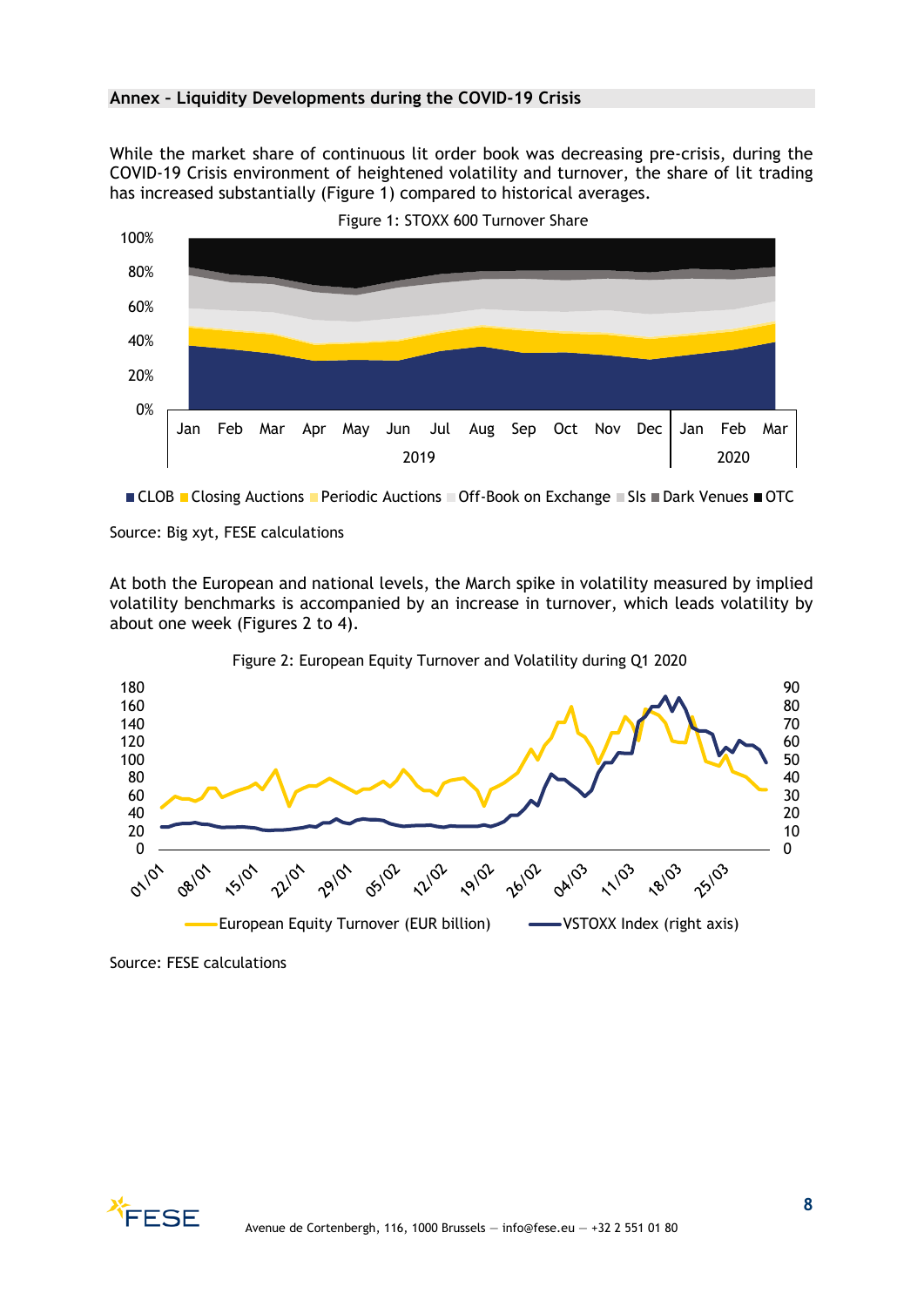## Annex – Liquidity Developments during the COVID-19 Crisis

While the market share of continuous lit order book was decreasing pre-crisis, during the COVID-19 Crisis environment of heightened volatility and turnover, the share of lit trading has increased substantially (Figure 1) compared to historical averages.

Figure 1: STOXX 600 Turnover Share

Source: Big xyt, FESE calculations

At both the European and national levels, the March spike in volatility measured by implied volatility benchmarks is accompanied by an increase in turnover, which leads volatility by about one week (Figures 2 to 4).

Figure 2: European Equity Turnover and Volatility during Q1 2020

Source: FESE calculations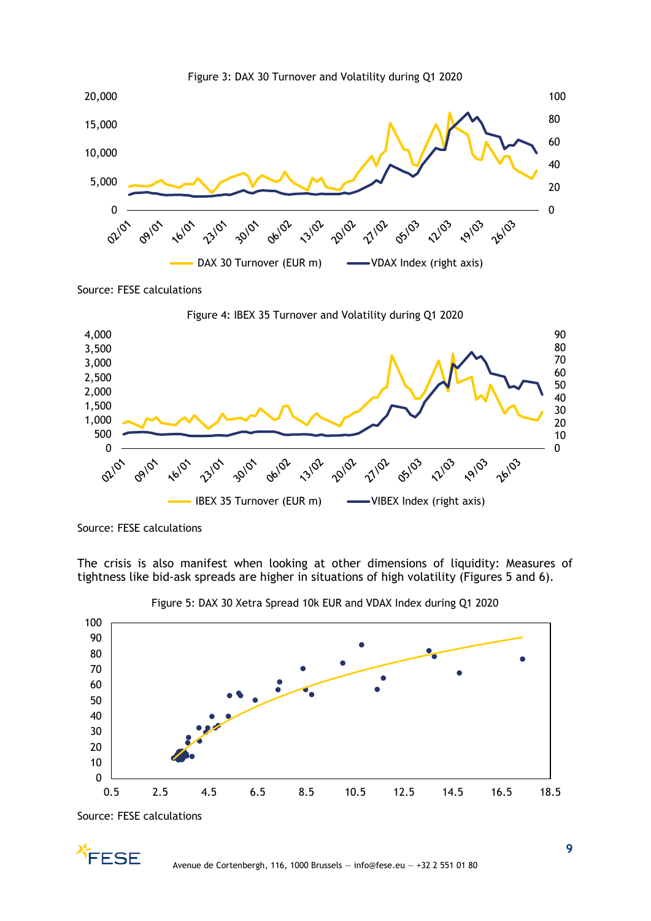Figure 3: DAX 30 Turnover and Volatility during Q1 2020

Source: FESE calculations

Figure 4: IBEX 35 Turnover and Volatility during Q1 2020

Source: FESE calculations

The crisis is also manifest when looking at other dimensions of liquidity: Measures of tightness like bid-ask spreads are higher in situations of high volatility (Figures 5 and 6).

Figure 5: DAX 30 Xetra Spread 10k EUR and VDAX Index during Q1 2020

Source: FESE calculations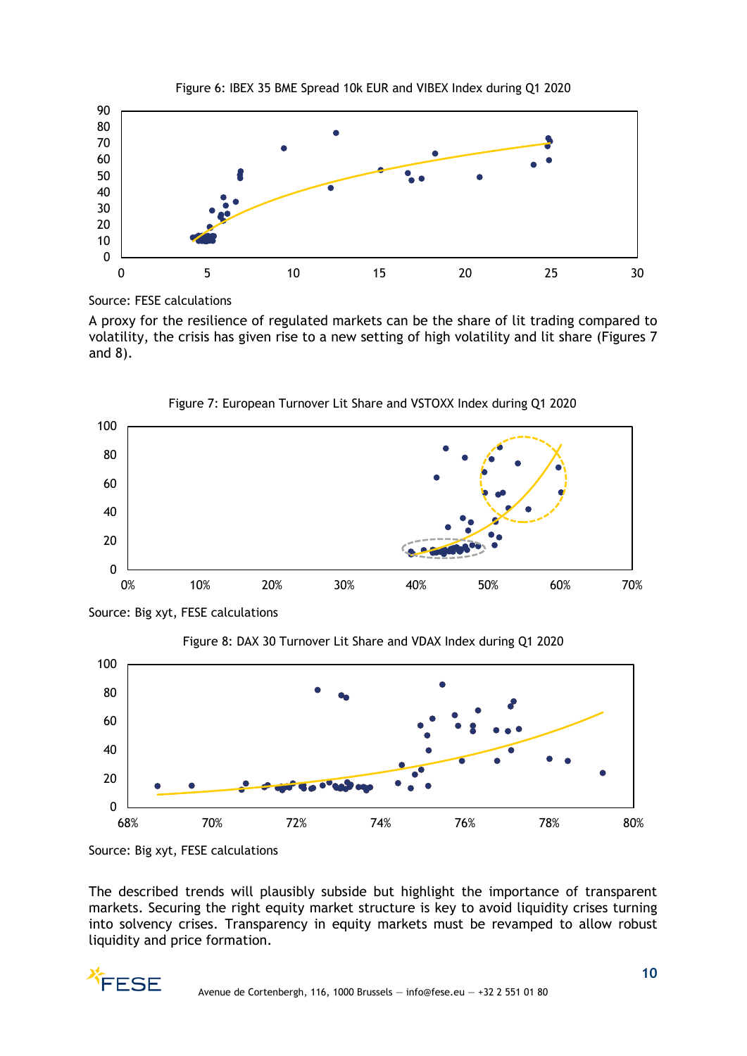Figure 6: IBEX 35 BME Spread 10k EUR and VIBEX Index during Q1 2020

90
80
70
60
50
40
30
20
10
0

0 5 10 15 20 25 30

Source: FESE calculations

A proxy for the resilience of regulated markets can be the share of lit trading compared to volatility, the crisis has given rise to a new setting of high volatility and lit share (Figures 7 and 8).

Figure 7: European Turnover Lit Share and VSTOXX Index during Q1 2020

100
80
60
40
20
0

0% 10% 20% 30% 40% 50% 60% 70%

Source: Big xyt, FESE calculations

Figure 8: DAX 30 Turnover Lit Share and VDAX Index during Q1 2020

100
80
60
40
20
0

68% 70% 72% 74% 76% 78% 80%

Source: Big xyt, FESE calculations

The described trends will plausibly subside but highlight the importance of transparent markets. Securing the right equity market structure is key to avoid liquidity crises turning into solvency crises. Transparency in equity markets must be revamped to allow robust liquidity and price formation.